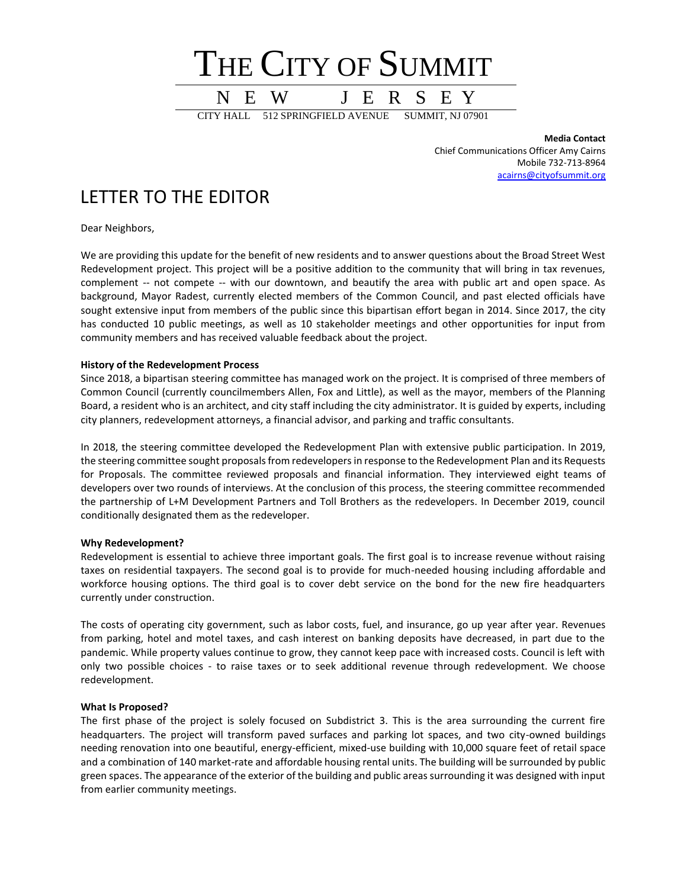# THE CITY OF SUMMIT

NEW JERSEY

CITY HALL 512 SPRINGFIELD AVENUE SUMMIT, NJ 07901

**Media Contact**
Chief Communications Officer Amy Cairns
Mobile 732-713-8964
acairns@cityofsummit.org

## LETTER TO THE EDITOR

Dear Neighbors,

We are providing this update for the benefit of new residents and to answer questions about the Broad Street West Redevelopment project. This project will be a positive addition to the community that will bring in tax revenues, complement -- not compete -- with our downtown, and beautify the area with public art and open space. As background, Mayor Radest, currently elected members of the Common Council, and past elected officials have sought extensive input from members of the public since this bipartisan effort began in 2014. Since 2017, the city has conducted 10 public meetings, as well as 10 stakeholder meetings and other opportunities for input from community members and has received valuable feedback about the project.

**History of the Redevelopment Process**

Since 2018, a bipartisan steering committee has managed work on the project. It is comprised of three members of Common Council (currently councilmembers Allen, Fox and Little), as well as the mayor, members of the Planning Board, a resident who is an architect, and city staff including the city administrator. It is guided by experts, including city planners, redevelopment attorneys, a financial advisor, and parking and traffic consultants.

In 2018, the steering committee developed the Redevelopment Plan with extensive public participation. In 2019, the steering committee sought proposals from redevelopers in response to the Redevelopment Plan and its Requests for Proposals. The committee reviewed proposals and financial information. They interviewed eight teams of developers over two rounds of interviews. At the conclusion of this process, the steering committee recommended the partnership of L+M Development Partners and Toll Brothers as the redevelopers. In December 2019, council conditionally designated them as the redeveloper.

**Why Redevelopment?**

Redevelopment is essential to achieve three important goals. The first goal is to increase revenue without raising taxes on residential taxpayers. The second goal is to provide for much-needed housing including affordable and workforce housing options. The third goal is to cover debt service on the bond for the new fire headquarters currently under construction.

The costs of operating city government, such as labor costs, fuel, and insurance, go up year after year. Revenues from parking, hotel and motel taxes, and cash interest on banking deposits have decreased, in part due to the pandemic. While property values continue to grow, they cannot keep pace with increased costs. Council is left with only two possible choices - to raise taxes or to seek additional revenue through redevelopment. We choose redevelopment.

**What Is Proposed?**

The first phase of the project is solely focused on Subdistrict 3. This is the area surrounding the current fire headquarters. The project will transform paved surfaces and parking lot spaces, and two city-owned buildings needing renovation into one beautiful, energy-efficient, mixed-use building with 10,000 square feet of retail space and a combination of 140 market-rate and affordable housing rental units. The building will be surrounded by public green spaces. The appearance of the exterior of the building and public areas surrounding it was designed with input from earlier community meetings.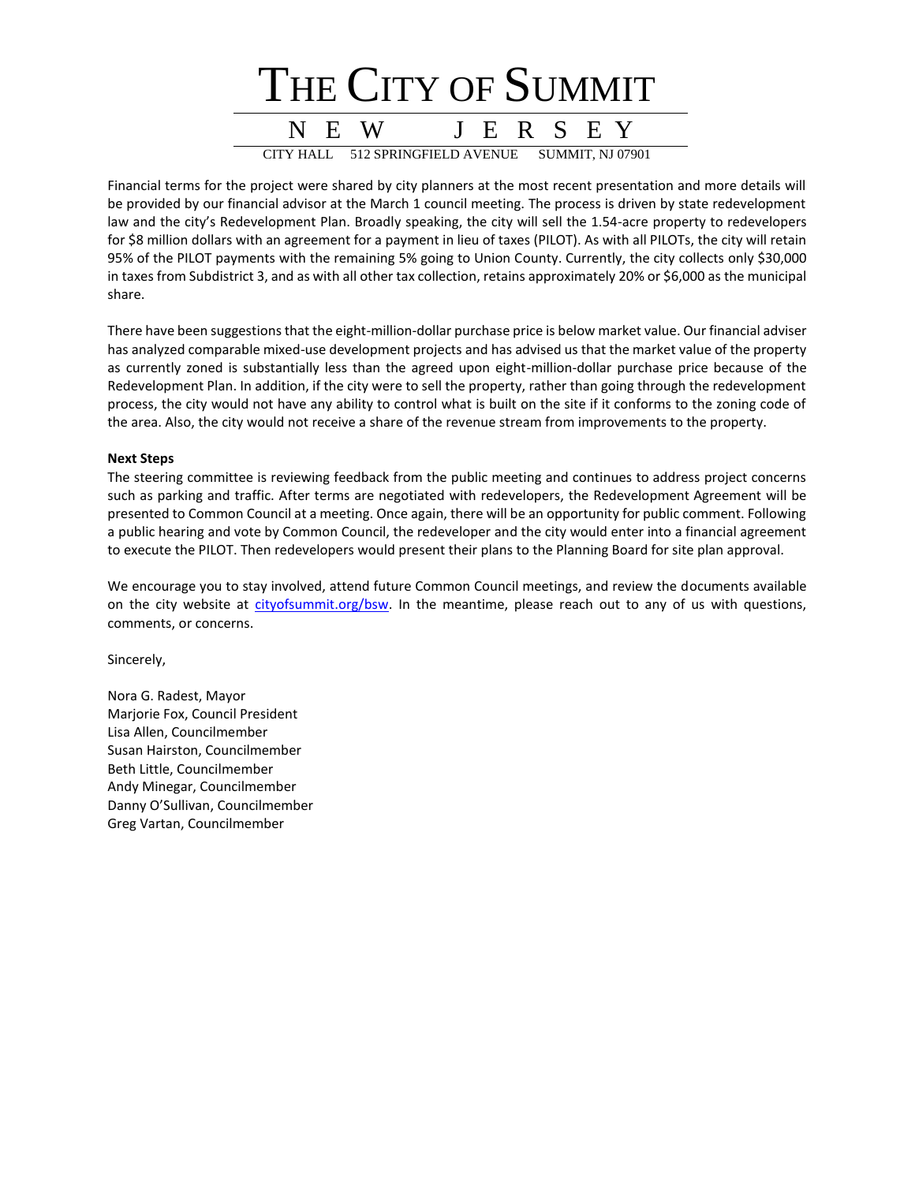# THE CITY OF SUMMIT

NEW JERSEY

CITY HALL 512 SPRINGFIELD AVENUE SUMMIT, NJ 07901

Financial terms for the project were shared by city planners at the most recent presentation and more details will be provided by our financial advisor at the March 1 council meeting. The process is driven by state redevelopment law and the city's Redevelopment Plan. Broadly speaking, the city will sell the 1.54-acre property to redevelopers for $8 million dollars with an agreement for a payment in lieu of taxes (PILOT). As with all PILOTs, the city will retain 95% of the PILOT payments with the remaining 5% going to Union County. Currently, the city collects only $30,000 in taxes from Subdistrict 3, and as with all other tax collection, retains approximately 20% or $6,000 as the municipal share.

There have been suggestions that the eight-million-dollar purchase price is below market value. Our financial adviser has analyzed comparable mixed-use development projects and has advised us that the market value of the property as currently zoned is substantially less than the agreed upon eight-million-dollar purchase price because of the Redevelopment Plan. In addition, if the city were to sell the property, rather than going through the redevelopment process, the city would not have any ability to control what is built on the site if it conforms to the zoning code of the area. Also, the city would not receive a share of the revenue stream from improvements to the property.

**Next Steps**

The steering committee is reviewing feedback from the public meeting and continues to address project concerns such as parking and traffic. After terms are negotiated with redevelopers, the Redevelopment Agreement will be presented to Common Council at a meeting. Once again, there will be an opportunity for public comment. Following a public hearing and vote by Common Council, the redeveloper and the city would enter into a financial agreement to execute the PILOT. Then redevelopers would present their plans to the Planning Board for site plan approval.

We encourage you to stay involved, attend future Common Council meetings, and review the documents available on the city website at cityofsummit.org/bsw. In the meantime, please reach out to any of us with questions, comments, or concerns.

Sincerely,

Nora G. Radest, Mayor
Marjorie Fox, Council President
Lisa Allen, Councilmember
Susan Hairston, Councilmember
Beth Little, Councilmember
Andy Minegar, Councilmember
Danny O'Sullivan, Councilmember
Greg Vartan, Councilmember